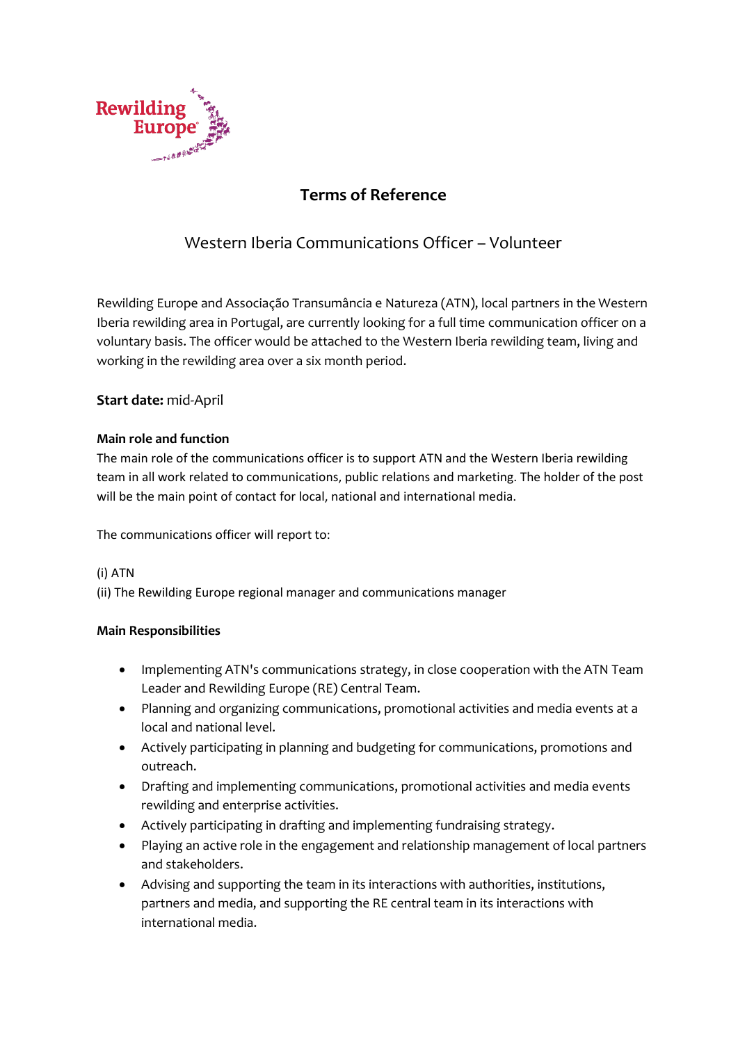# Terms of Reference

## Western Iberia Communications Officer – Volunteer

Rewilding Europe and Associação Transumância e Natureza (ATN), local partners in the Western Iberia rewilding area in Portugal, are currently looking for a full time communication officer on a voluntary basis. The officer would be attached to the Western Iberia rewilding team, living and working in the rewilding area over a six month period.

**Start date:** mid-April

### Main role and function

The main role of the communications officer is to support ATN and the Western Iberia rewilding team in all work related to communications, public relations and marketing. The holder of the post will be the main point of contact for local, national and international media.

The communications officer will report to:

(i) ATN
(ii) The Rewilding Europe regional manager and communications manager

### Main Responsibilities

- Implementing ATN's communications strategy, in close cooperation with the ATN Team Leader and Rewilding Europe (RE) Central Team.
- Planning and organizing communications, promotional activities and media events at a local and national level.
- Actively participating in planning and budgeting for communications, promotions and outreach.
- Drafting and implementing communications, promotional activities and media events rewilding and enterprise activities.
- Actively participating in drafting and implementing fundraising strategy.
- Playing an active role in the engagement and relationship management of local partners and stakeholders.
- Advising and supporting the team in its interactions with authorities, institutions, partners and media, and supporting the RE central team in its interactions with international media.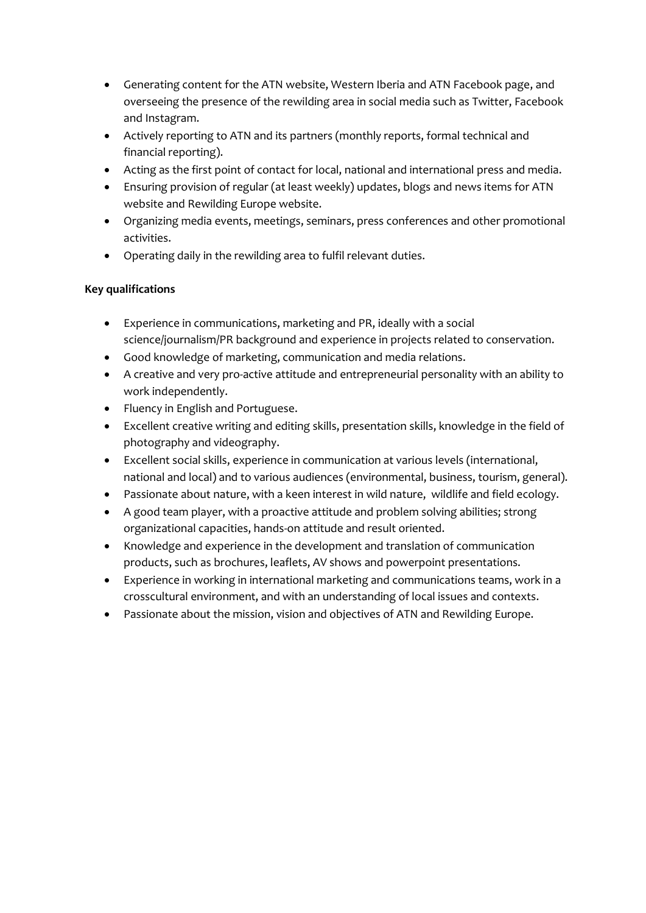- Generating content for the ATN website, Western Iberia and ATN Facebook page, and overseeing the presence of the rewilding area in social media such as Twitter, Facebook and Instagram.
- Actively reporting to ATN and its partners (monthly reports, formal technical and financial reporting).
- Acting as the first point of contact for local, national and international press and media.
- Ensuring provision of regular (at least weekly) updates, blogs and news items for ATN website and Rewilding Europe website.
- Organizing media events, meetings, seminars, press conferences and other promotional activities.
- Operating daily in the rewilding area to fulfil relevant duties.

**Key qualifications**

- Experience in communications, marketing and PR, ideally with a social science/journalism/PR background and experience in projects related to conservation.
- Good knowledge of marketing, communication and media relations.
- A creative and very pro-active attitude and entrepreneurial personality with an ability to work independently.
- Fluency in English and Portuguese.
- Excellent creative writing and editing skills, presentation skills, knowledge in the field of photography and videography.
- Excellent social skills, experience in communication at various levels (international, national and local) and to various audiences (environmental, business, tourism, general).
- Passionate about nature, with a keen interest in wild nature, wildlife and field ecology.
- A good team player, with a proactive attitude and problem solving abilities; strong organizational capacities, hands-on attitude and result oriented.
- Knowledge and experience in the development and translation of communication products, such as brochures, leaflets, AV shows and powerpoint presentations.
- Experience in working in international marketing and communications teams, work in a crosscultural environment, and with an understanding of local issues and contexts.
- Passionate about the mission, vision and objectives of ATN and Rewilding Europe.